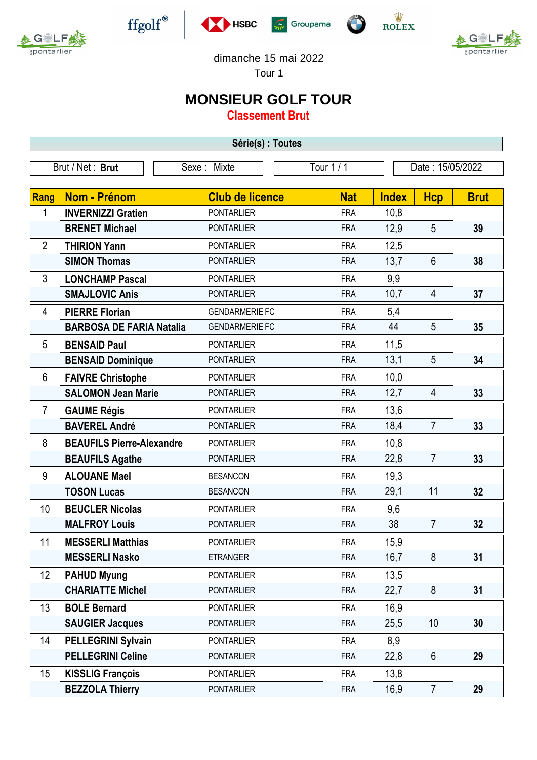dimanche 15 mai 2022

Tour 1

# MONSIEUR GOLF TOUR

## Classement Brut

**Série(s) : Toutes**

| Brut / Net : **Brut** | Sexe : Mixte | Tour 1 / 1 | Date : 15/05/2022 |
|---|---|---|---|

| Rang | Nom - Prénom | Club de licence | Nat | Index | Hcp | Brut |
|---|---|---|---|---|---|---|
| 1 | **INVERNIZZI Gratien** | PONTARLIER | FRA | 10,8 | | |
| | **BRENET Michael** | PONTARLIER | FRA | 12,9 | 5 | **39** |
| 2 | **THIRION Yann** | PONTARLIER | FRA | 12,5 | | |
| | **SIMON Thomas** | PONTARLIER | FRA | 13,7 | 6 | **38** |
| 3 | **LONCHAMP Pascal** | PONTARLIER | FRA | 9,9 | | |
| | **SMAJLOVIC Anis** | PONTARLIER | FRA | 10,7 | 4 | **37** |
| 4 | **PIERRE Florian** | GENDARMERIE FC | FRA | 5,4 | | |
| | **BARBOSA DE FARIA Natalia** | GENDARMERIE FC | FRA | 44 | 5 | **35** |
| 5 | **BENSAID Paul** | PONTARLIER | FRA | 11,5 | | |
| | **BENSAID Dominique** | PONTARLIER | FRA | 13,1 | 5 | **34** |
| 6 | **FAIVRE Christophe** | PONTARLIER | FRA | 10,0 | | |
| | **SALOMON Jean Marie** | PONTARLIER | FRA | 12,7 | 4 | **33** |
| 7 | **GAUME Régis** | PONTARLIER | FRA | 13,6 | | |
| | **BAVEREL André** | PONTARLIER | FRA | 18,4 | 7 | **33** |
| 8 | **BEAUFILS Pierre-Alexandre** | PONTARLIER | FRA | 10,8 | | |
| | **BEAUFILS Agathe** | PONTARLIER | FRA | 22,8 | 7 | **33** |
| 9 | **ALOUANE Mael** | BESANCON | FRA | 19,3 | | |
| | **TOSON Lucas** | BESANCON | FRA | 29,1 | 11 | **32** |
| 10 | **BEUCLER Nicolas** | PONTARLIER | FRA | 9,6 | | |
| | **MALFROY Louis** | PONTARLIER | FRA | 38 | 7 | **32** |
| 11 | **MESSERLI Matthias** | PONTARLIER | FRA | 15,9 | | |
| | **MESSERLI Nasko** | ETRANGER | FRA | 16,7 | 8 | **31** |
| 12 | **PAHUD Myung** | PONTARLIER | FRA | 13,5 | | |
| | **CHARIATTE Michel** | PONTARLIER | FRA | 22,7 | 8 | **31** |
| 13 | **BOLE Bernard** | PONTARLIER | FRA | 16,9 | | |
| | **SAUGIER Jacques** | PONTARLIER | FRA | 25,5 | 10 | **30** |
| 14 | **PELLEGRINI Sylvain** | PONTARLIER | FRA | 8,9 | | |
| | **PELLEGRINI Celine** | PONTARLIER | FRA | 22,8 | 6 | **29** |
| 15 | **KISSLIG François** | PONTARLIER | FRA | 13,8 | | |
| | **BEZZOLA Thierry** | PONTARLIER | FRA | 16,9 | 7 | **29** |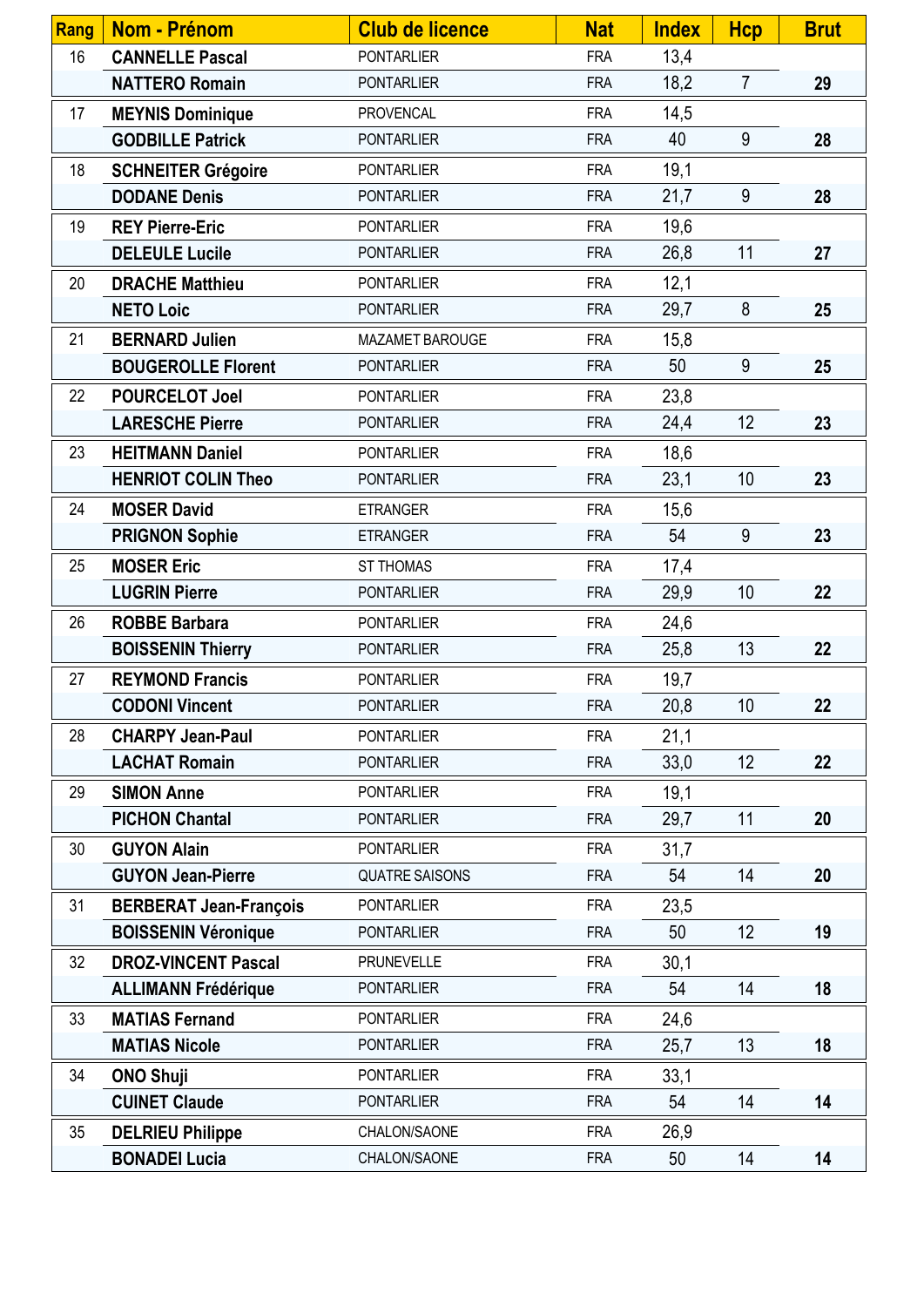| Rang | Nom - Prénom | Club de licence | Nat | Index | Hcp | Brut |
|---|---|---|---|---|---|---|
| 16 | **CANNELLE Pascal** | PONTARLIER | FRA | 13,4 | | |
| | **NATTERO Romain** | PONTARLIER | FRA | 18,2 | 7 | **29** |
| 17 | **MEYNIS Dominique** | PROVENCAL | FRA | 14,5 | | |
| | **GODBILLE Patrick** | PONTARLIER | FRA | 40 | 9 | **28** |
| 18 | **SCHNEITER Grégoire** | PONTARLIER | FRA | 19,1 | | |
| | **DODANE Denis** | PONTARLIER | FRA | 21,7 | 9 | **28** |
| 19 | **REY Pierre-Eric** | PONTARLIER | FRA | 19,6 | | |
| | **DELEULE Lucile** | PONTARLIER | FRA | 26,8 | 11 | **27** |
| 20 | **DRACHE Matthieu** | PONTARLIER | FRA | 12,1 | | |
| | **NETO Loic** | PONTARLIER | FRA | 29,7 | 8 | **25** |
| 21 | **BERNARD Julien** | MAZAMET BAROUGE | FRA | 15,8 | | |
| | **BOUGEROLLE Florent** | PONTARLIER | FRA | 50 | 9 | **25** |
| 22 | **POURCELOT Joel** | PONTARLIER | FRA | 23,8 | | |
| | **LARESCHE Pierre** | PONTARLIER | FRA | 24,4 | 12 | **23** |
| 23 | **HEITMANN Daniel** | PONTARLIER | FRA | 18,6 | | |
| | **HENRIOT COLIN Theo** | PONTARLIER | FRA | 23,1 | 10 | **23** |
| 24 | **MOSER David** | ETRANGER | FRA | 15,6 | | |
| | **PRIGNON Sophie** | ETRANGER | FRA | 54 | 9 | **23** |
| 25 | **MOSER Eric** | ST THOMAS | FRA | 17,4 | | |
| | **LUGRIN Pierre** | PONTARLIER | FRA | 29,9 | 10 | **22** |
| 26 | **ROBBE Barbara** | PONTARLIER | FRA | 24,6 | | |
| | **BOISSENIN Thierry** | PONTARLIER | FRA | 25,8 | 13 | **22** |
| 27 | **REYMOND Francis** | PONTARLIER | FRA | 19,7 | | |
| | **CODONI Vincent** | PONTARLIER | FRA | 20,8 | 10 | **22** |
| 28 | **CHARPY Jean-Paul** | PONTARLIER | FRA | 21,1 | | |
| | **LACHAT Romain** | PONTARLIER | FRA | 33,0 | 12 | **22** |
| 29 | **SIMON Anne** | PONTARLIER | FRA | 19,1 | | |
| | **PICHON Chantal** | PONTARLIER | FRA | 29,7 | 11 | **20** |
| 30 | **GUYON Alain** | PONTARLIER | FRA | 31,7 | | |
| | **GUYON Jean-Pierre** | QUATRE SAISONS | FRA | 54 | 14 | **20** |
| 31 | **BERBERAT Jean-François** | PONTARLIER | FRA | 23,5 | | |
| | **BOISSENIN Véronique** | PONTARLIER | FRA | 50 | 12 | **19** |
| 32 | **DROZ-VINCENT Pascal** | PRUNEVELLE | FRA | 30,1 | | |
| | **ALLIMANN Frédérique** | PONTARLIER | FRA | 54 | 14 | **18** |
| 33 | **MATIAS Fernand** | PONTARLIER | FRA | 24,6 | | |
| | **MATIAS Nicole** | PONTARLIER | FRA | 25,7 | 13 | **18** |
| 34 | **ONO Shuji** | PONTARLIER | FRA | 33,1 | | |
| | **CUINET Claude** | PONTARLIER | FRA | 54 | 14 | **14** |
| 35 | **DELRIEU Philippe** | CHALON/SAONE | FRA | 26,9 | | |
| | **BONADEI Lucia** | CHALON/SAONE | FRA | 50 | 14 | **14** |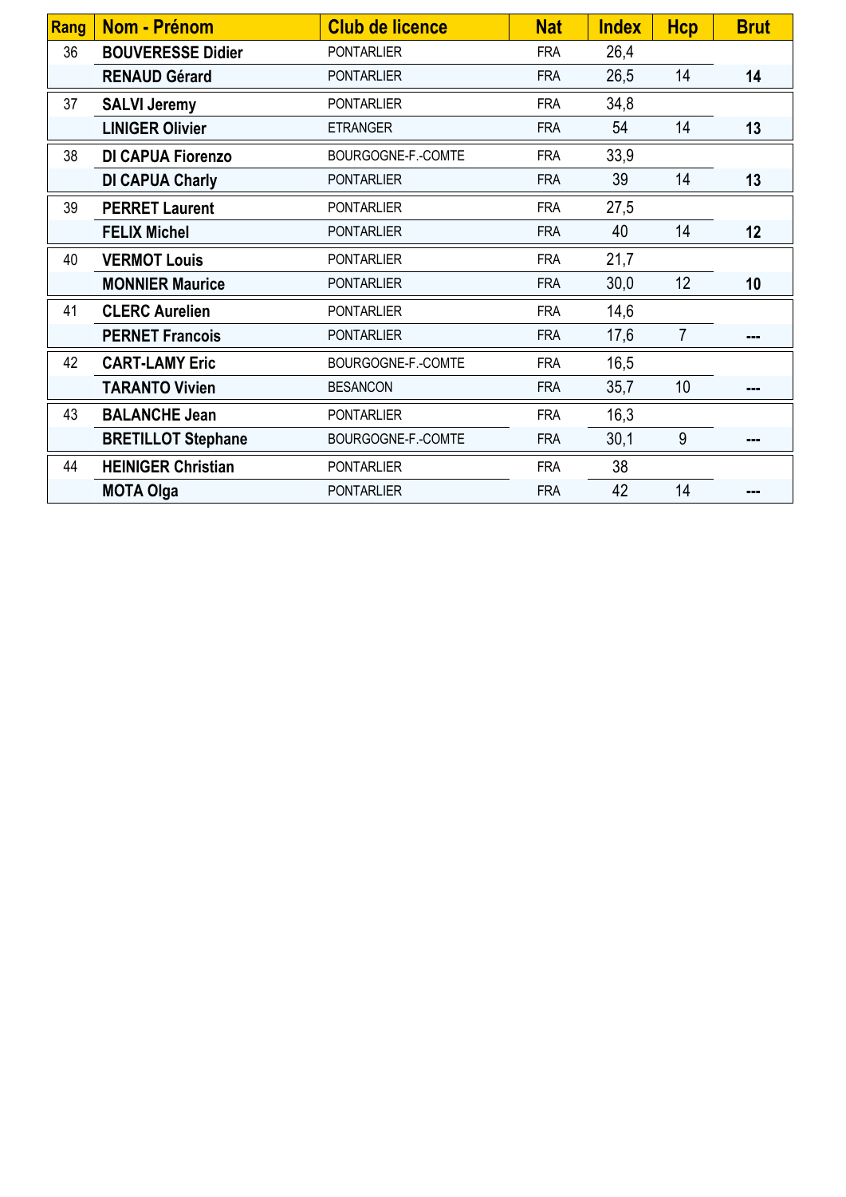| Rang | Nom - Prénom | Club de licence | Nat | Index | Hcp | Brut |
|---|---|---|---|---|---|---|
| 36 | **BOUVERESSE Didier** | PONTARLIER | FRA | 26,4 | | |
| | **RENAUD Gérard** | PONTARLIER | FRA | 26,5 | 14 | **14** |
| 37 | **SALVI Jeremy** | PONTARLIER | FRA | 34,8 | | |
| | **LINIGER Olivier** | ETRANGER | FRA | 54 | 14 | **13** |
| 38 | **DI CAPUA Fiorenzo** | BOURGOGNE-F.-COMTE | FRA | 33,9 | | |
| | **DI CAPUA Charly** | PONTARLIER | FRA | 39 | 14 | **13** |
| 39 | **PERRET Laurent** | PONTARLIER | FRA | 27,5 | | |
| | **FELIX Michel** | PONTARLIER | FRA | 40 | 14 | **12** |
| 40 | **VERMOT Louis** | PONTARLIER | FRA | 21,7 | | |
| | **MONNIER Maurice** | PONTARLIER | FRA | 30,0 | 12 | **10** |
| 41 | **CLERC Aurelien** | PONTARLIER | FRA | 14,6 | | |
| | **PERNET Francois** | PONTARLIER | FRA | 17,6 | 7 | **---** |
| 42 | **CART-LAMY Eric** | BOURGOGNE-F.-COMTE | FRA | 16,5 | | |
| | **TARANTO Vivien** | BESANCON | FRA | 35,7 | 10 | **---** |
| 43 | **BALANCHE Jean** | PONTARLIER | FRA | 16,3 | | |
| | **BRETILLOT Stephane** | BOURGOGNE-F.-COMTE | FRA | 30,1 | 9 | **---** |
| 44 | **HEINIGER Christian** | PONTARLIER | FRA | 38 | | |
| | **MOTA Olga** | PONTARLIER | FRA | 42 | 14 | **---** |